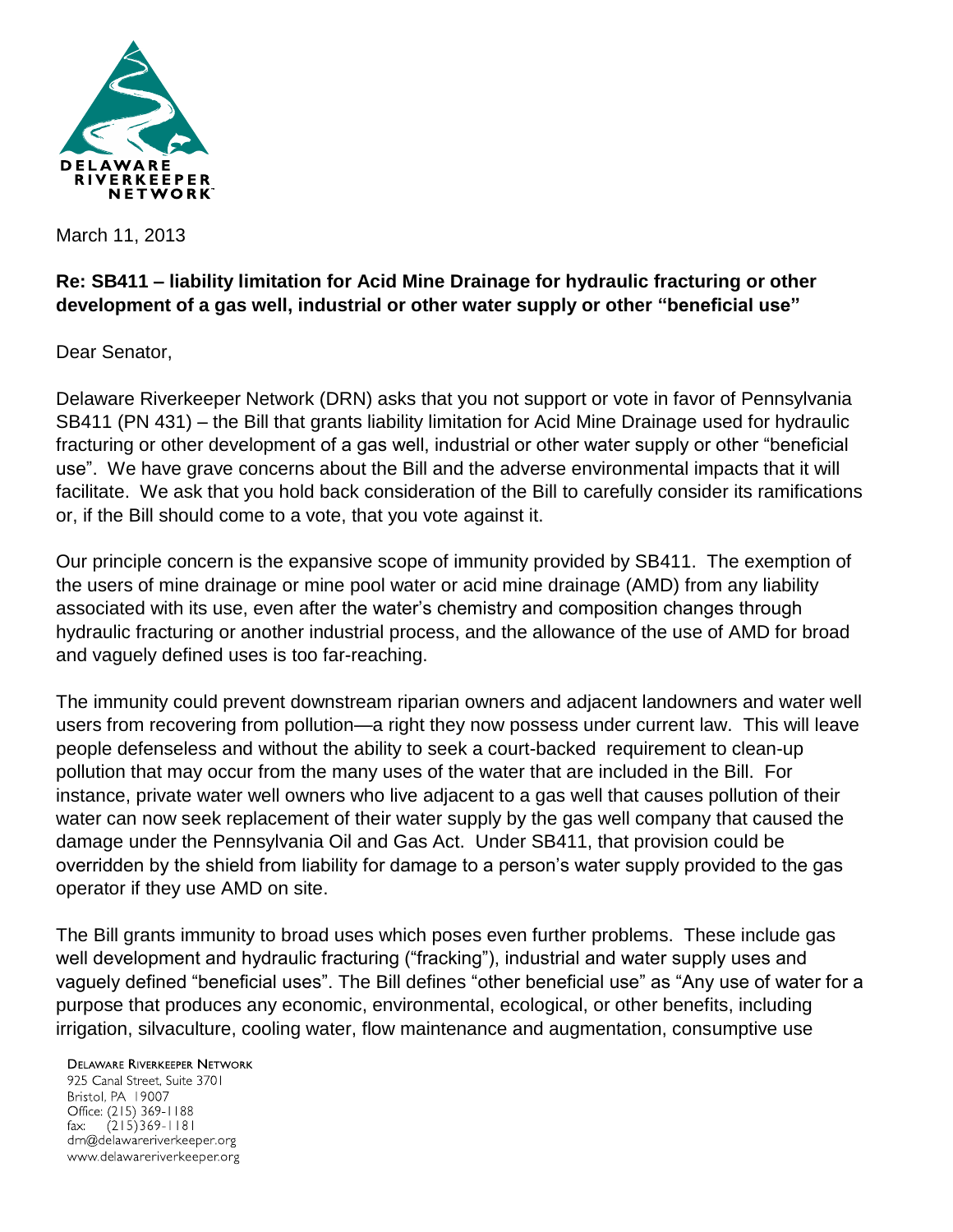March 11, 2013

**Re: SB411 – liability limitation for Acid Mine Drainage for hydraulic fracturing or other development of a gas well, industrial or other water supply or other "beneficial use"**

Dear Senator,

Delaware Riverkeeper Network (DRN) asks that you not support or vote in favor of Pennsylvania SB411 (PN 431) – the Bill that grants liability limitation for Acid Mine Drainage used for hydraulic fracturing or other development of a gas well, industrial or other water supply or other "beneficial use". We have grave concerns about the Bill and the adverse environmental impacts that it will facilitate. We ask that you hold back consideration of the Bill to carefully consider its ramifications or, if the Bill should come to a vote, that you vote against it.

Our principle concern is the expansive scope of immunity provided by SB411. The exemption of the users of mine drainage or mine pool water or acid mine drainage (AMD) from any liability associated with its use, even after the water's chemistry and composition changes through hydraulic fracturing or another industrial process, and the allowance of the use of AMD for broad and vaguely defined uses is too far-reaching.

The immunity could prevent downstream riparian owners and adjacent landowners and water well users from recovering from pollution—a right they now possess under current law. This will leave people defenseless and without the ability to seek a court-backed requirement to clean-up pollution that may occur from the many uses of the water that are included in the Bill. For instance, private water well owners who live adjacent to a gas well that causes pollution of their water can now seek replacement of their water supply by the gas well company that caused the damage under the Pennsylvania Oil and Gas Act. Under SB411, that provision could be overridden by the shield from liability for damage to a person's water supply provided to the gas operator if they use AMD on site.

The Bill grants immunity to broad uses which poses even further problems. These include gas well development and hydraulic fracturing ("fracking"), industrial and water supply uses and vaguely defined "beneficial uses". The Bill defines "other beneficial use" as "Any use of water for a purpose that produces any economic, environmental, ecological, or other benefits, including irrigation, silvaculture, cooling water, flow maintenance and augmentation, consumptive use

Delaware Riverkeeper Network
925 Canal Street, Suite 3701
Bristol, PA 19007
Office: (215) 369-1188
fax: (215)369-1181
drn@delawareriverkeeper.org
www.delawareriverkeeper.org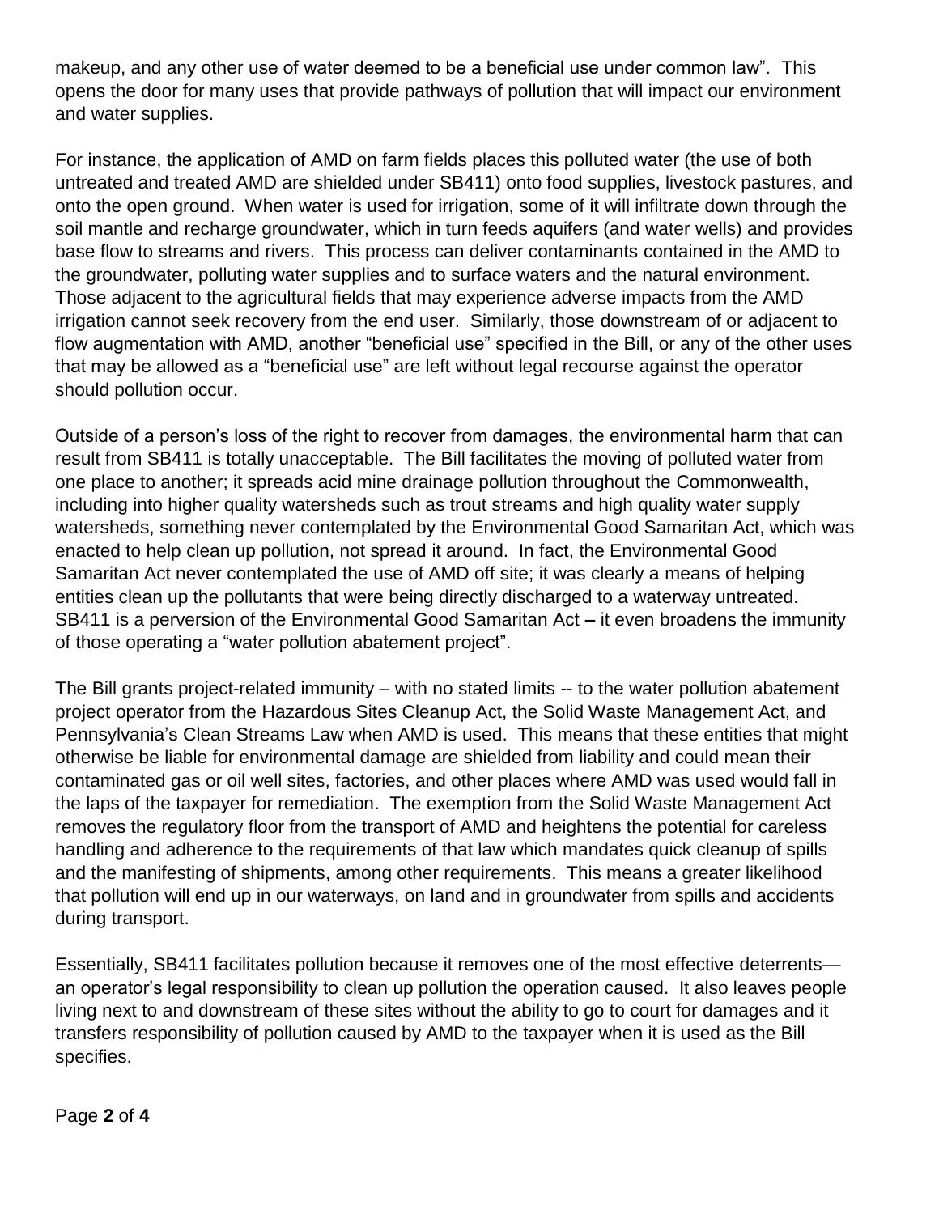makeup, and any other use of water deemed to be a beneficial use under common law". This opens the door for many uses that provide pathways of pollution that will impact our environment and water supplies.

For instance, the application of AMD on farm fields places this polluted water (the use of both untreated and treated AMD are shielded under SB411) onto food supplies, livestock pastures, and onto the open ground. When water is used for irrigation, some of it will infiltrate down through the soil mantle and recharge groundwater, which in turn feeds aquifers (and water wells) and provides base flow to streams and rivers. This process can deliver contaminants contained in the AMD to the groundwater, polluting water supplies and to surface waters and the natural environment. Those adjacent to the agricultural fields that may experience adverse impacts from the AMD irrigation cannot seek recovery from the end user. Similarly, those downstream of or adjacent to flow augmentation with AMD, another "beneficial use" specified in the Bill, or any of the other uses that may be allowed as a "beneficial use" are left without legal recourse against the operator should pollution occur.

Outside of a person's loss of the right to recover from damages, the environmental harm that can result from SB411 is totally unacceptable. The Bill facilitates the moving of polluted water from one place to another; it spreads acid mine drainage pollution throughout the Commonwealth, including into higher quality watersheds such as trout streams and high quality water supply watersheds, something never contemplated by the Environmental Good Samaritan Act, which was enacted to help clean up pollution, not spread it around. In fact, the Environmental Good Samaritan Act never contemplated the use of AMD off site; it was clearly a means of helping entities clean up the pollutants that were being directly discharged to a waterway untreated. SB411 is a perversion of the Environmental Good Samaritan Act **–** it even broadens the immunity of those operating a "water pollution abatement project".

The Bill grants project-related immunity – with no stated limits -- to the water pollution abatement project operator from the Hazardous Sites Cleanup Act, the Solid Waste Management Act, and Pennsylvania's Clean Streams Law when AMD is used. This means that these entities that might otherwise be liable for environmental damage are shielded from liability and could mean their contaminated gas or oil well sites, factories, and other places where AMD was used would fall in the laps of the taxpayer for remediation. The exemption from the Solid Waste Management Act removes the regulatory floor from the transport of AMD and heightens the potential for careless handling and adherence to the requirements of that law which mandates quick cleanup of spills and the manifesting of shipments, among other requirements. This means a greater likelihood that pollution will end up in our waterways, on land and in groundwater from spills and accidents during transport.

Essentially, SB411 facilitates pollution because it removes one of the most effective deterrents—an operator's legal responsibility to clean up pollution the operation caused. It also leaves people living next to and downstream of these sites without the ability to go to court for damages and it transfers responsibility of pollution caused by AMD to the taxpayer when it is used as the Bill specifies.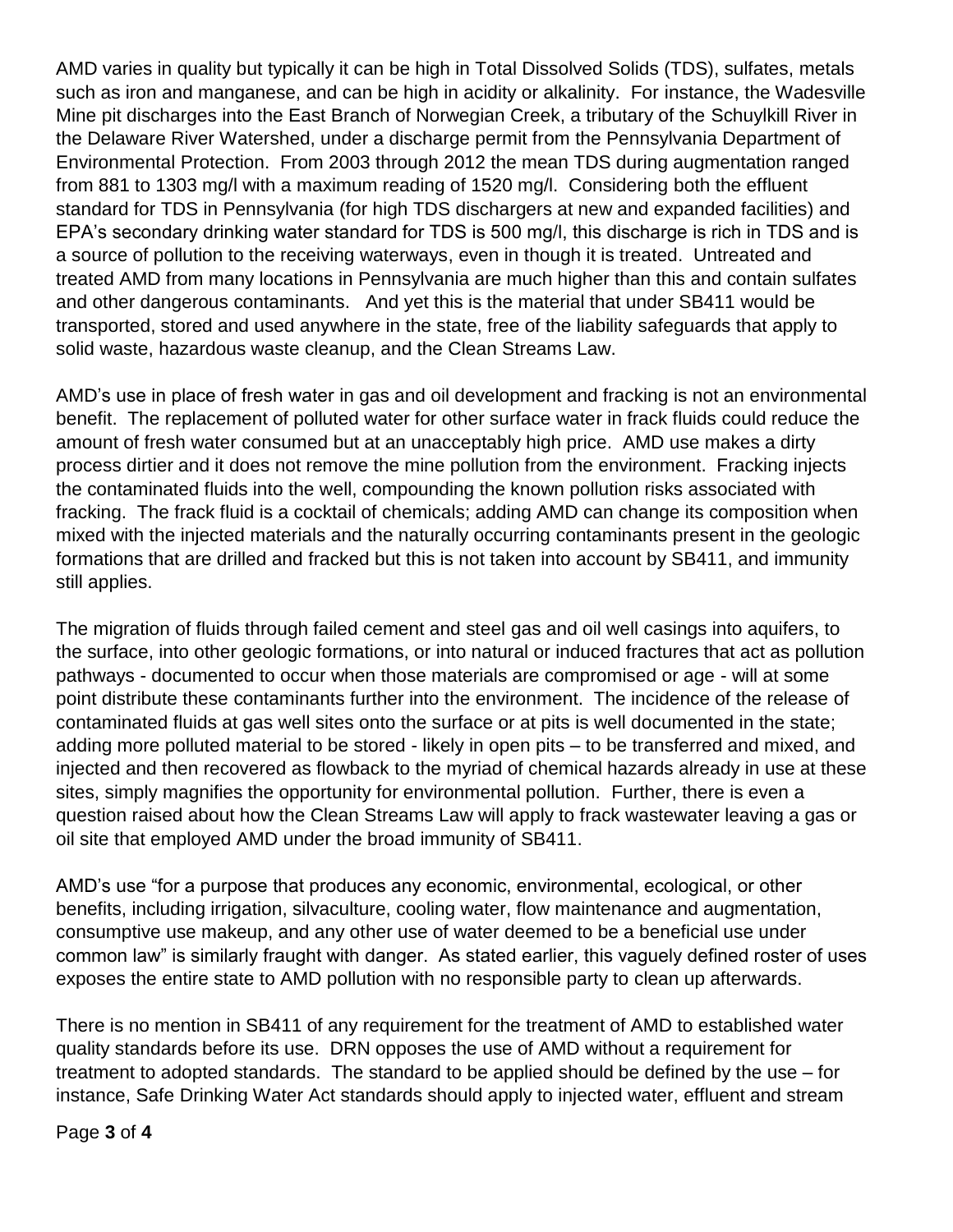AMD varies in quality but typically it can be high in Total Dissolved Solids (TDS), sulfates, metals such as iron and manganese, and can be high in acidity or alkalinity. For instance, the Wadesville Mine pit discharges into the East Branch of Norwegian Creek, a tributary of the Schuylkill River in the Delaware River Watershed, under a discharge permit from the Pennsylvania Department of Environmental Protection. From 2003 through 2012 the mean TDS during augmentation ranged from 881 to 1303 mg/l with a maximum reading of 1520 mg/l. Considering both the effluent standard for TDS in Pennsylvania (for high TDS dischargers at new and expanded facilities) and EPA's secondary drinking water standard for TDS is 500 mg/l, this discharge is rich in TDS and is a source of pollution to the receiving waterways, even in though it is treated. Untreated and treated AMD from many locations in Pennsylvania are much higher than this and contain sulfates and other dangerous contaminants. And yet this is the material that under SB411 would be transported, stored and used anywhere in the state, free of the liability safeguards that apply to solid waste, hazardous waste cleanup, and the Clean Streams Law.

AMD's use in place of fresh water in gas and oil development and fracking is not an environmental benefit. The replacement of polluted water for other surface water in frack fluids could reduce the amount of fresh water consumed but at an unacceptably high price. AMD use makes a dirty process dirtier and it does not remove the mine pollution from the environment. Fracking injects the contaminated fluids into the well, compounding the known pollution risks associated with fracking. The frack fluid is a cocktail of chemicals; adding AMD can change its composition when mixed with the injected materials and the naturally occurring contaminants present in the geologic formations that are drilled and fracked but this is not taken into account by SB411, and immunity still applies.

The migration of fluids through failed cement and steel gas and oil well casings into aquifers, to the surface, into other geologic formations, or into natural or induced fractures that act as pollution pathways - documented to occur when those materials are compromised or age - will at some point distribute these contaminants further into the environment. The incidence of the release of contaminated fluids at gas well sites onto the surface or at pits is well documented in the state; adding more polluted material to be stored - likely in open pits – to be transferred and mixed, and injected and then recovered as flowback to the myriad of chemical hazards already in use at these sites, simply magnifies the opportunity for environmental pollution. Further, there is even a question raised about how the Clean Streams Law will apply to frack wastewater leaving a gas or oil site that employed AMD under the broad immunity of SB411.

AMD's use "for a purpose that produces any economic, environmental, ecological, or other benefits, including irrigation, silvaculture, cooling water, flow maintenance and augmentation, consumptive use makeup, and any other use of water deemed to be a beneficial use under common law" is similarly fraught with danger. As stated earlier, this vaguely defined roster of uses exposes the entire state to AMD pollution with no responsible party to clean up afterwards.

There is no mention in SB411 of any requirement for the treatment of AMD to established water quality standards before its use. DRN opposes the use of AMD without a requirement for treatment to adopted standards. The standard to be applied should be defined by the use – for instance, Safe Drinking Water Act standards should apply to injected water, effluent and stream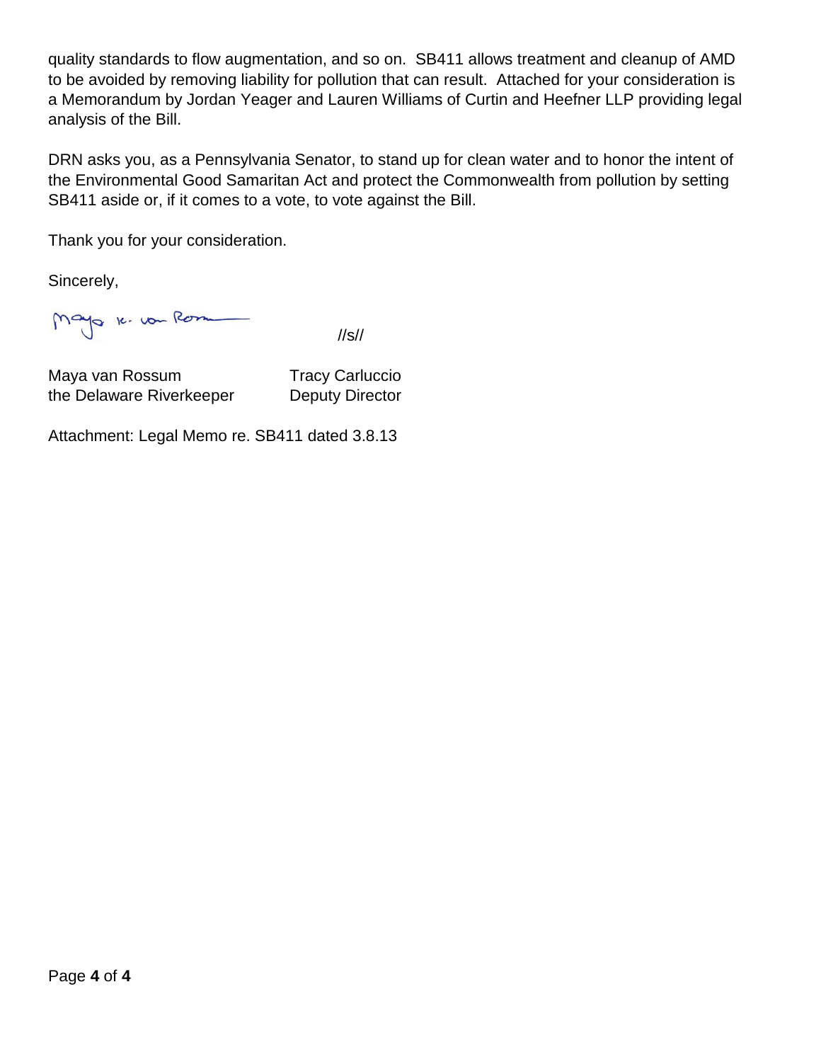quality standards to flow augmentation, and so on. SB411 allows treatment and cleanup of AMD to be avoided by removing liability for pollution that can result. Attached for your consideration is a Memorandum by Jordan Yeager and Lauren Williams of Curtin and Heefner LLP providing legal analysis of the Bill.

DRN asks you, as a Pennsylvania Senator, to stand up for clean water and to honor the intent of the Environmental Good Samaritan Act and protect the Commonwealth from pollution by setting SB411 aside or, if it comes to a vote, to vote against the Bill.

Thank you for your consideration.

Sincerely,

| | |
|---|---|
| | //s// |
| Maya van Rossum | Tracy Carluccio |
| the Delaware Riverkeeper | Deputy Director |

Attachment: Legal Memo re. SB411 dated 3.8.13